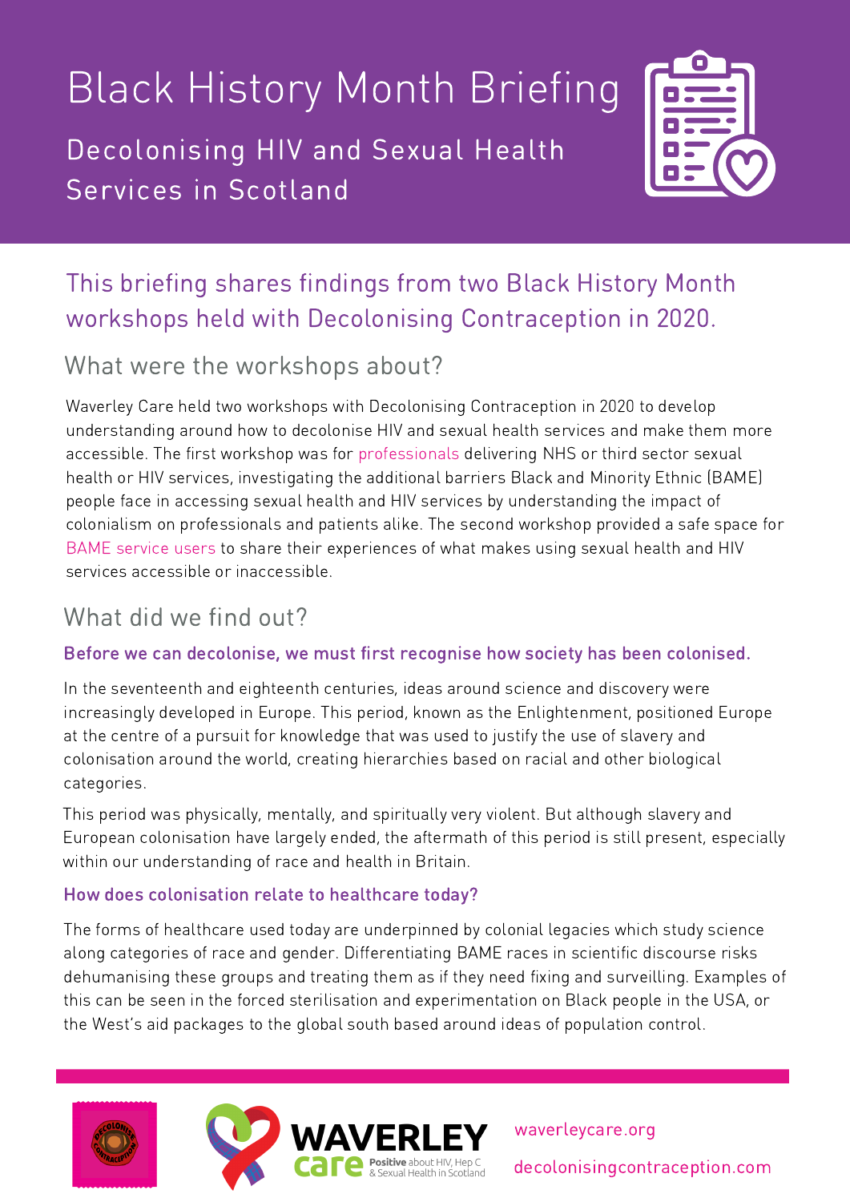# Black History Month Briefing

## Decolonising HIV and Sexual Health Services in Scotland

### This briefing shares findings from two Black History Month workshops held with Decolonising Contraception in 2020.

## What were the workshops about?

Waverley Care held two workshops with Decolonising Contraception in 2020 to develop understanding around how to decolonise HIV and sexual health services and make them more accessible. The first workshop was for professionals delivering NHS or third sector sexual health or HIV services, investigating the additional barriers Black and Minority Ethnic (BAME) people face in accessing sexual health and HIV services by understanding the impact of colonialism on professionals and patients alike. The second workshop provided a safe space for BAME service users to share their experiences of what makes using sexual health and HIV services accessible or inaccessible.

## What did we find out?

### Before we can decolonise, we must first recognise how society has been colonised.

In the seventeenth and eighteenth centuries, ideas around science and discovery were increasingly developed in Europe. This period, known as the Enlightenment, positioned Europe at the centre of a pursuit for knowledge that was used to justify the use of slavery and colonisation around the world, creating hierarchies based on racial and other biological categories.

This period was physically, mentally, and spiritually very violent. But although slavery and European colonisation have largely ended, the aftermath of this period is still present, especially within our understanding of race and health in Britain.

### How does colonisation relate to healthcare today?

The forms of healthcare used today are underpinned by colonial legacies which study science along categories of race and gender. Differentiating BAME races in scientific discourse risks dehumanising these groups and treating them as if they need fixing and surveilling. Examples of this can be seen in the forced sterilisation and experimentation on Black people in the USA, or the West's aid packages to the global south based around ideas of population control.

WAVERLEY care — Positive about HIV, Hep C & Sexual Health in Scotland

waverleycare.org

decolonisingcontraception.com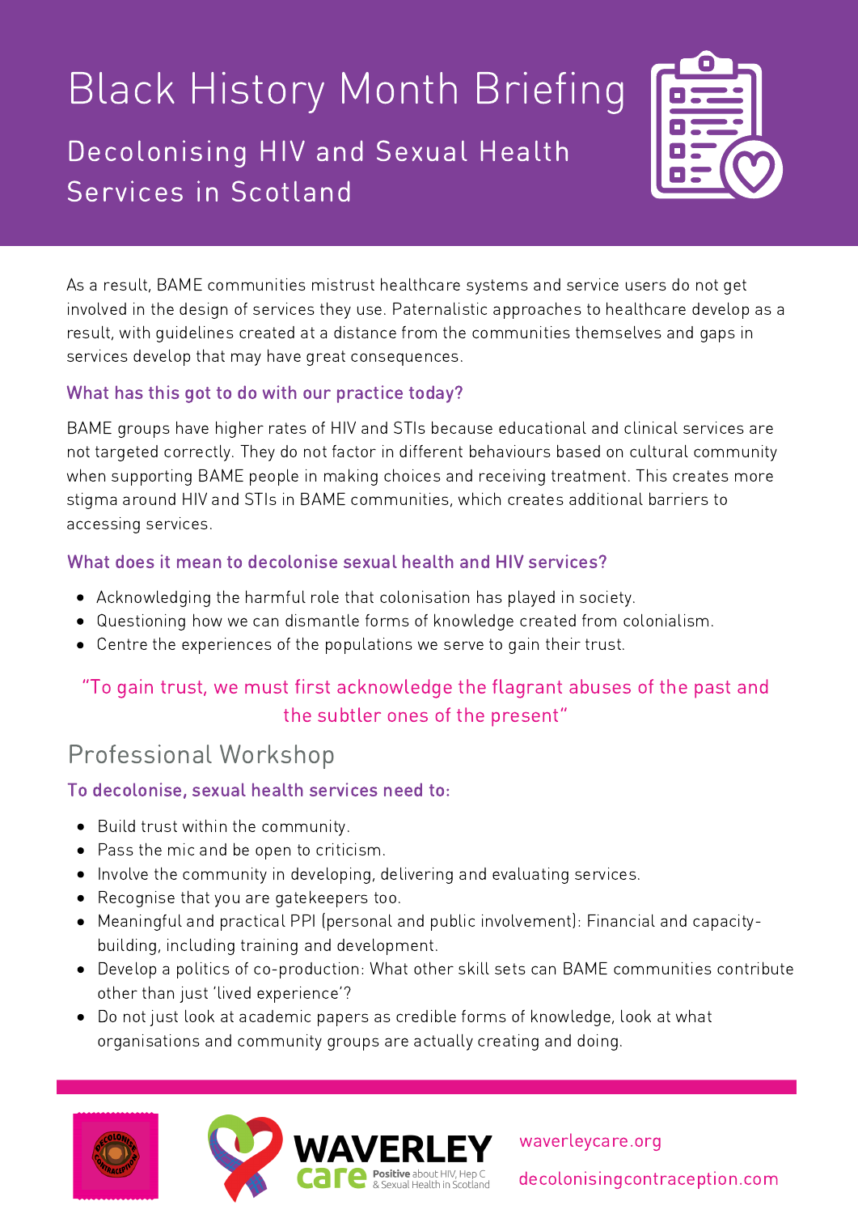# Black History Month Briefing

## Decolonising HIV and Sexual Health Services in Scotland

As a result, BAME communities mistrust healthcare systems and service users do not get involved in the design of services they use. Paternalistic approaches to healthcare develop as a result, with guidelines created at a distance from the communities themselves and gaps in services develop that may have great consequences.

### What has this got to do with our practice today?

BAME groups have higher rates of HIV and STIs because educational and clinical services are not targeted correctly. They do not factor in different behaviours based on cultural community when supporting BAME people in making choices and receiving treatment. This creates more stigma around HIV and STIs in BAME communities, which creates additional barriers to accessing services.

### What does it mean to decolonise sexual health and HIV services?

- Acknowledging the harmful role that colonisation has played in society.
- Questioning how we can dismantle forms of knowledge created from colonialism.
- Centre the experiences of the populations we serve to gain their trust.

"To gain trust, we must first acknowledge the flagrant abuses of the past and the subtler ones of the present"

## Professional Workshop

### To decolonise, sexual health services need to:

- Build trust within the community.
- Pass the mic and be open to criticism.
- Involve the community in developing, delivering and evaluating services.
- Recognise that you are gatekeepers too.
- Meaningful and practical PPI (personal and public involvement): Financial and capacity-building, including training and development.
- Develop a politics of co-production: What other skill sets can BAME communities contribute other than just 'lived experience'?
- Do not just look at academic papers as credible forms of knowledge, look at what organisations and community groups are actually creating and doing.

WAVERLEY care — Positive about HIV, Hep C & Sexual Health in Scotland

waverleycare.org

decolonisingcontraception.com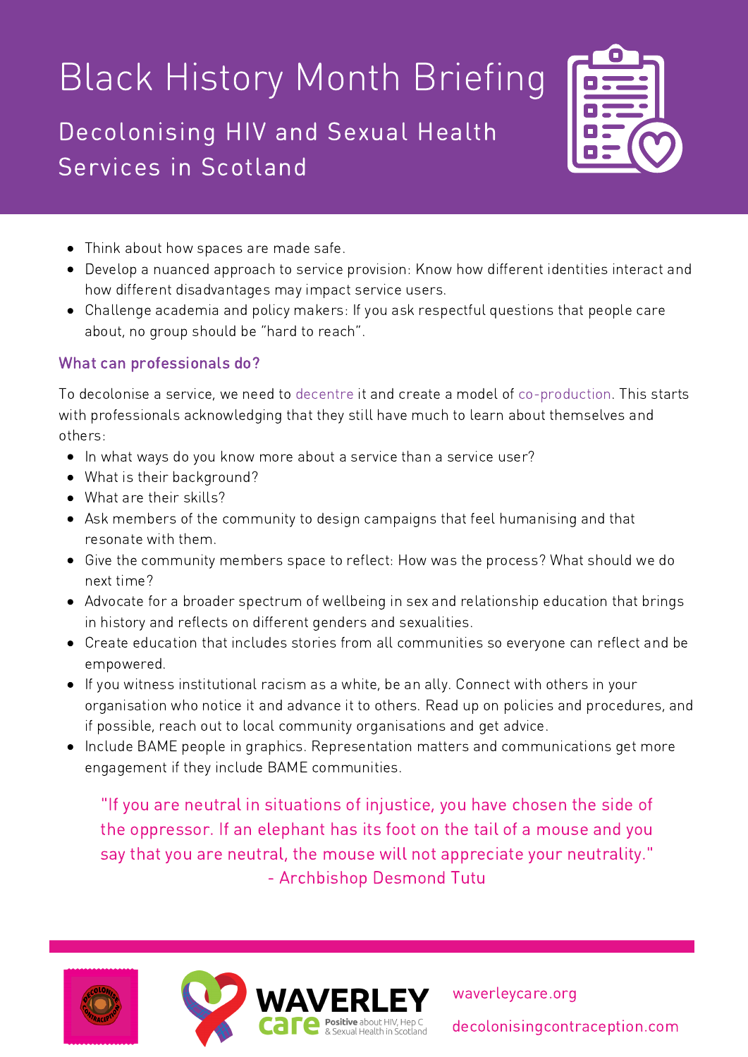# Black History Month Briefing

## Decolonising HIV and Sexual Health Services in Scotland

- Think about how spaces are made safe.
- Develop a nuanced approach to service provision: Know how different identities interact and how different disadvantages may impact service users.
- Challenge academia and policy makers: If you ask respectful questions that people care about, no group should be "hard to reach".

### What can professionals do?

To decolonise a service, we need to decentre it and create a model of co-production. This starts with professionals acknowledging that they still have much to learn about themselves and others:

- In what ways do you know more about a service than a service user?
- What is their background?
- What are their skills?
- Ask members of the community to design campaigns that feel humanising and that resonate with them.
- Give the community members space to reflect: How was the process? What should we do next time?
- Advocate for a broader spectrum of wellbeing in sex and relationship education that brings in history and reflects on different genders and sexualities.
- Create education that includes stories from all communities so everyone can reflect and be empowered.
- If you witness institutional racism as a white, be an ally. Connect with others in your organisation who notice it and advance it to others. Read up on policies and procedures, and if possible, reach out to local community organisations and get advice.
- Include BAME people in graphics. Representation matters and communications get more engagement if they include BAME communities.

"If you are neutral in situations of injustice, you have chosen the side of the oppressor. If an elephant has its foot on the tail of a mouse and you say that you are neutral, the mouse will not appreciate your neutrality."
- Archbishop Desmond Tutu

WAVERLEY care – Positive about HIV, Hep C & Sexual Health in Scotland

waverleycare.org

decolonisingcontraception.com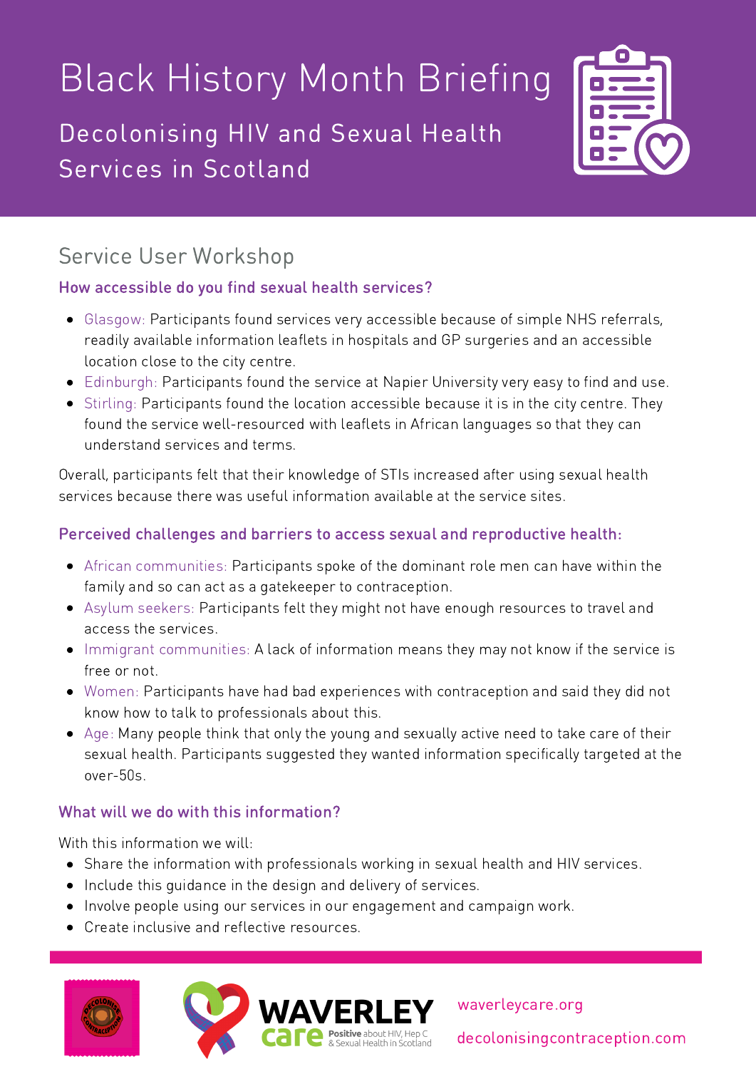# Black History Month Briefing

## Decolonising HIV and Sexual Health Services in Scotland

## Service User Workshop

### How accessible do you find sexual health services?

- Glasgow: Participants found services very accessible because of simple NHS referrals, readily available information leaflets in hospitals and GP surgeries and an accessible location close to the city centre.
- Edinburgh: Participants found the service at Napier University very easy to find and use.
- Stirling: Participants found the location accessible because it is in the city centre. They found the service well-resourced with leaflets in African languages so that they can understand services and terms.

Overall, participants felt that their knowledge of STIs increased after using sexual health services because there was useful information available at the service sites.

### Perceived challenges and barriers to access sexual and reproductive health:

- African communities: Participants spoke of the dominant role men can have within the family and so can act as a gatekeeper to contraception.
- Asylum seekers: Participants felt they might not have enough resources to travel and access the services.
- Immigrant communities: A lack of information means they may not know if the service is free or not.
- Women: Participants have had bad experiences with contraception and said they did not know how to talk to professionals about this.
- Age: Many people think that only the young and sexually active need to take care of their sexual health. Participants suggested they wanted information specifically targeted at the over-50s.

### What will we do with this information?

With this information we will:

- Share the information with professionals working in sexual health and HIV services.
- Include this guidance in the design and delivery of services.
- Involve people using our services in our engagement and campaign work.
- Create inclusive and reflective resources.

WAVERLEY care — Positive about HIV, Hep C & Sexual Health in Scotland

waverleycare.org

decolonisingcontraception.com